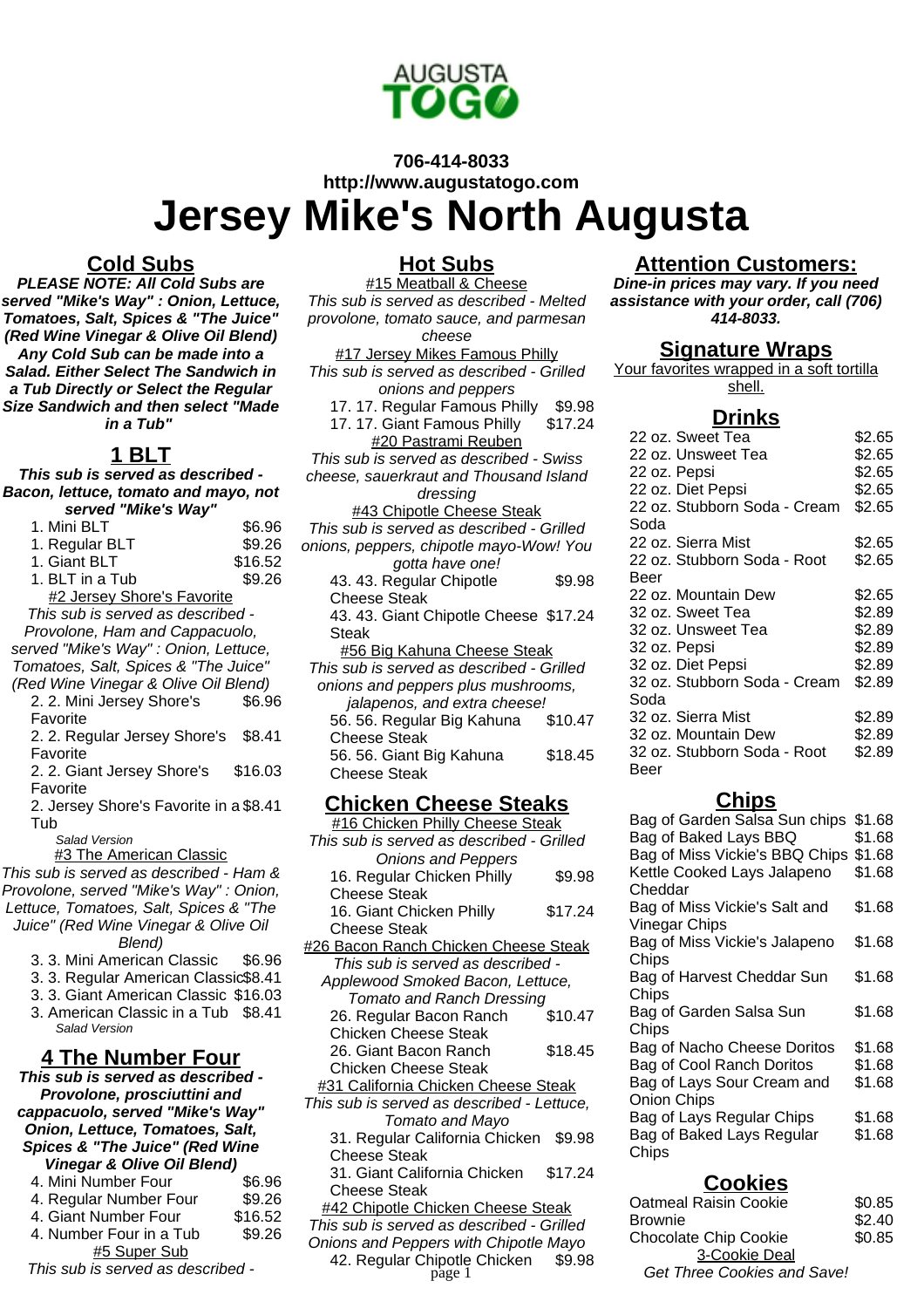AUGUSTA TOGO

**706-414-8033**
**http://www.augustatogo.com**

# Jersey Mike's North Augusta

## Cold Subs

***PLEASE NOTE: All Cold Subs are served "Mike's Way" : Onion, Lettuce, Tomatoes, Salt, Spices & "The Juice" (Red Wine Vinegar & Olive Oil Blend) Any Cold Sub can be made into a Salad. Either Select The Sandwich in a Tub Directly or Select the Regular Size Sandwich and then select "Made in a Tub"***

### 1 BLT

***This sub is served as described - Bacon, lettuce, tomato and mayo, not served "Mike's Way"***

| Item | Price |
|---|---|
| 1. Mini BLT | $6.96 |
| 1. Regular BLT | $9.26 |
| 1. Giant BLT | $16.52 |
| 1. BLT in a Tub | $9.26 |

#2 Jersey Shore's Favorite

*This sub is served as described - Provolone, Ham and Cappacuolo, served "Mike's Way" : Onion, Lettuce, Tomatoes, Salt, Spices & "The Juice" (Red Wine Vinegar & Olive Oil Blend)*

| Item | Price |
|---|---|
| 2. 2. Mini Jersey Shore's Favorite | $6.96 |
| 2. 2. Regular Jersey Shore's Favorite | $8.41 |
| 2. 2. Giant Jersey Shore's Favorite | $16.03 |
| 2. Jersey Shore's Favorite in a Tub | $8.41 |

*Salad Version*

#3 The American Classic

*This sub is served as described - Ham & Provolone, served "Mike's Way" : Onion, Lettuce, Tomatoes, Salt, Spices & "The Juice" (Red Wine Vinegar & Olive Oil Blend)*

| Item | Price |
|---|---|
| 3. 3. Mini American Classic | $6.96 |
| 3. 3. Regular American Classic | $8.41 |
| 3. 3. Giant American Classic | $16.03 |
| 3. American Classic in a Tub | $8.41 |

*Salad Version*

### 4 The Number Four

***This sub is served as described - Provolone, prosciuttini and cappacuolo, served "Mike's Way" Onion, Lettuce, Tomatoes, Salt, Spices & "The Juice" (Red Wine Vinegar & Olive Oil Blend)***

| Item | Price |
|---|---|
| 4. Mini Number Four | $6.96 |
| 4. Regular Number Four | $9.26 |
| 4. Giant Number Four | $16.52 |
| 4. Number Four in a Tub | $9.26 |

#5 Super Sub

*This sub is served as described -*

## Hot Subs

#15 Meatball & Cheese

*This sub is served as described - Melted provolone, tomato sauce, and parmesan cheese*

#17 Jersey Mikes Famous Philly

*This sub is served as described - Grilled onions and peppers*

| Item | Price |
|---|---|
| 17. 17. Regular Famous Philly | $9.98 |
| 17. 17. Giant Famous Philly | $17.24 |

#20 Pastrami Reuben

*This sub is served as described - Swiss cheese, sauerkraut and Thousand Island dressing*

#43 Chipotle Cheese Steak

*This sub is served as described - Grilled onions, peppers, chipotle mayo-Wow! You gotta have one!*

| Item | Price |
|---|---|
| 43. 43. Regular Chipotle Cheese Steak | $9.98 |
| 43. 43. Giant Chipotle Cheese Steak | $17.24 |

#56 Big Kahuna Cheese Steak

*This sub is served as described - Grilled onions and peppers plus mushrooms, jalapenos, and extra cheese!*

| Item | Price |
|---|---|
| 56. 56. Regular Big Kahuna Cheese Steak | $10.47 |
| 56. 56. Giant Big Kahuna Cheese Steak | $18.45 |

## Chicken Cheese Steaks

#16 Chicken Philly Cheese Steak

*This sub is served as described - Grilled Onions and Peppers*

| Item | Price |
|---|---|
| 16. Regular Chicken Philly Cheese Steak | $9.98 |
| 16. Giant Chicken Philly Cheese Steak | $17.24 |

#26 Bacon Ranch Chicken Cheese Steak

*This sub is served as described - Applewood Smoked Bacon, Lettuce, Tomato and Ranch Dressing*

| Item | Price |
|---|---|
| 26. Regular Bacon Ranch Chicken Cheese Steak | $10.47 |
| 26. Giant Bacon Ranch Chicken Cheese Steak | $18.45 |

#31 California Chicken Cheese Steak

*This sub is served as described - Lettuce, Tomato and Mayo*

| Item | Price |
|---|---|
| 31. Regular California Chicken Cheese Steak | $9.98 |
| 31. Giant California Chicken Cheese Steak | $17.24 |

#42 Chipotle Chicken Cheese Steak

*This sub is served as described - Grilled Onions and Peppers with Chipotle Mayo*

| Item | Price |
|---|---|
| 42. Regular Chipotle Chicken | $9.98 |

## Attention Customers:

***Dine-in prices may vary. If you need assistance with your order, call (706) 414-8033.***

## Signature Wraps

Your favorites wrapped in a soft tortilla shell.

## Drinks

| Item | Price |
|---|---|
| 22 oz. Sweet Tea | $2.65 |
| 22 oz. Unsweet Tea | $2.65 |
| 22 oz. Pepsi | $2.65 |
| 22 oz. Diet Pepsi | $2.65 |
| 22 oz. Stubborn Soda - Cream Soda | $2.65 |
| 22 oz. Sierra Mist | $2.65 |
| 22 oz. Stubborn Soda - Root Beer | $2.65 |
| 22 oz. Mountain Dew | $2.65 |
| 32 oz. Sweet Tea | $2.89 |
| 32 oz. Unsweet Tea | $2.89 |
| 32 oz. Pepsi | $2.89 |
| 32 oz. Diet Pepsi | $2.89 |
| 32 oz. Stubborn Soda - Cream Soda | $2.89 |
| 32 oz. Sierra Mist | $2.89 |
| 32 oz. Mountain Dew | $2.89 |
| 32 oz. Stubborn Soda - Root Beer | $2.89 |

## Chips

| Item | Price |
|---|---|
| Bag of Garden Salsa Sun chips | $1.68 |
| Bag of Baked Lays BBQ | $1.68 |
| Bag of Miss Vickie's BBQ Chips | $1.68 |
| Kettle Cooked Lays Jalapeno Cheddar | $1.68 |
| Bag of Miss Vickie's Salt and Vinegar Chips | $1.68 |
| Bag of Miss Vickie's Jalapeno Chips | $1.68 |
| Bag of Harvest Cheddar Sun Chips | $1.68 |
| Bag of Garden Salsa Sun Chips | $1.68 |
| Bag of Nacho Cheese Doritos | $1.68 |
| Bag of Cool Ranch Doritos | $1.68 |
| Bag of Lays Sour Cream and Onion Chips | $1.68 |
| Bag of Lays Regular Chips | $1.68 |
| Bag of Baked Lays Regular Chips | $1.68 |

## Cookies

| Item | Price |
|---|---|
| Oatmeal Raisin Cookie | $0.85 |
| Brownie | $2.40 |
| Chocolate Chip Cookie | $0.85 |

3-Cookie Deal

*Get Three Cookies and Save!*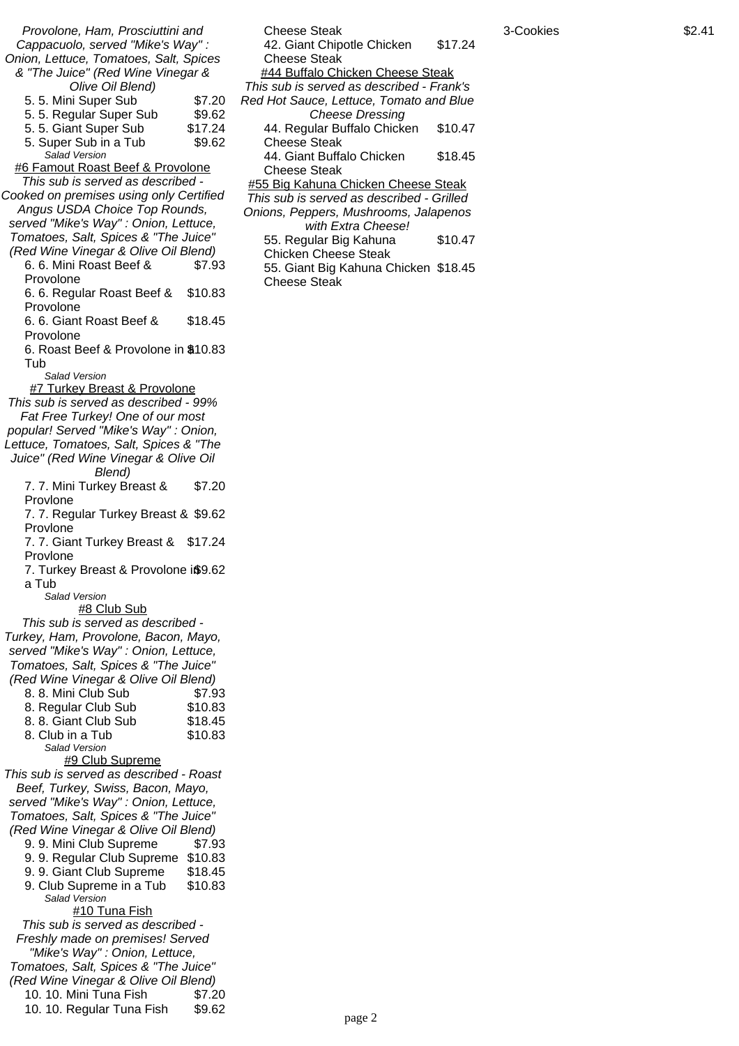*Provolone, Ham, Prosciuttini and Cappacuolo, served "Mike's Way" : Onion, Lettuce, Tomatoes, Salt, Spices & "The Juice" (Red Wine Vinegar & Olive Oil Blend)*

| Item | Price |
|---|---|
| 5. 5. Mini Super Sub | $7.20 |
| 5. 5. Regular Super Sub | $9.62 |
| 5. 5. Giant Super Sub | $17.24 |
| 5. Super Sub in a Tub | $9.62 |

*Salad Version*

#6 Famout Roast Beef & Provolone

*This sub is served as described - Cooked on premises using only Certified Angus USDA Choice Top Rounds, served "Mike's Way" : Onion, Lettuce, Tomatoes, Salt, Spices & "The Juice" (Red Wine Vinegar & Olive Oil Blend)*

| Item | Price |
|---|---|
| 6. 6. Mini Roast Beef & Provolone | $7.93 |
| 6. 6. Regular Roast Beef & Provolone | $10.83 |
| 6. 6. Giant Roast Beef & Provolone | $18.45 |
| 6. Roast Beef & Provolone in a Tub | $10.83 |

*Salad Version*

#7 Turkey Breast & Provolone

*This sub is served as described - 99% Fat Free Turkey! One of our most popular! Served "Mike's Way" : Onion, Lettuce, Tomatoes, Salt, Spices & "The Juice" (Red Wine Vinegar & Olive Oil Blend)*

| Item | Price |
|---|---|
| 7. 7. Mini Turkey Breast & Provlone | $7.20 |
| 7. 7. Regular Turkey Breast & Provlone | $9.62 |
| 7. 7. Giant Turkey Breast & Provlone | $17.24 |
| 7. Turkey Breast & Provolone in a Tub | $9.62 |

*Salad Version*

#8 Club Sub

*This sub is served as described - Turkey, Ham, Provolone, Bacon, Mayo, served "Mike's Way" : Onion, Lettuce, Tomatoes, Salt, Spices & "The Juice" (Red Wine Vinegar & Olive Oil Blend)*

| Item | Price |
|---|---|
| 8. 8. Mini Club Sub | $7.93 |
| 8. Regular Club Sub | $10.83 |
| 8. 8. Giant Club Sub | $18.45 |
| 8. Club in a Tub | $10.83 |

*Salad Version*

#9 Club Supreme

*This sub is served as described - Roast Beef, Turkey, Swiss, Bacon, Mayo, served "Mike's Way" : Onion, Lettuce, Tomatoes, Salt, Spices & "The Juice" (Red Wine Vinegar & Olive Oil Blend)*

| Item | Price |
|---|---|
| 9. 9. Mini Club Supreme | $7.93 |
| 9. 9. Regular Club Supreme | $10.83 |
| 9. 9. Giant Club Supreme | $18.45 |
| 9. Club Supreme in a Tub | $10.83 |

*Salad Version*

#10 Tuna Fish

*This sub is served as described - Freshly made on premises! Served "Mike's Way" : Onion, Lettuce, Tomatoes, Salt, Spices & "The Juice" (Red Wine Vinegar & Olive Oil Blend)*

| Item | Price |
|---|---|
| 10. 10. Mini Tuna Fish | $7.20 |
| 10. 10. Regular Tuna Fish | $9.62 |

Cheese Steak

| Item | Price |
|---|---|
| 42. Giant Chipotle Chicken Cheese Steak | $17.24 |

#44 Buffalo Chicken Cheese Steak

*This sub is served as described - Frank's Red Hot Sauce, Lettuce, Tomato and Blue Cheese Dressing*

| Item | Price |
|---|---|
| 44. Regular Buffalo Chicken Cheese Steak | $10.47 |
| 44. Giant Buffalo Chicken Cheese Steak | $18.45 |

#55 Big Kahuna Chicken Cheese Steak

*This sub is served as described - Grilled Onions, Peppers, Mushrooms, Jalapenos with Extra Cheese!*

| Item | Price |
|---|---|
| 55. Regular Big Kahuna Chicken Cheese Steak | $10.47 |
| 55. Giant Big Kahuna Chicken Cheese Steak | $18.45 |

| Item | Price |
|---|---|
| 3-Cookies | $2.41 |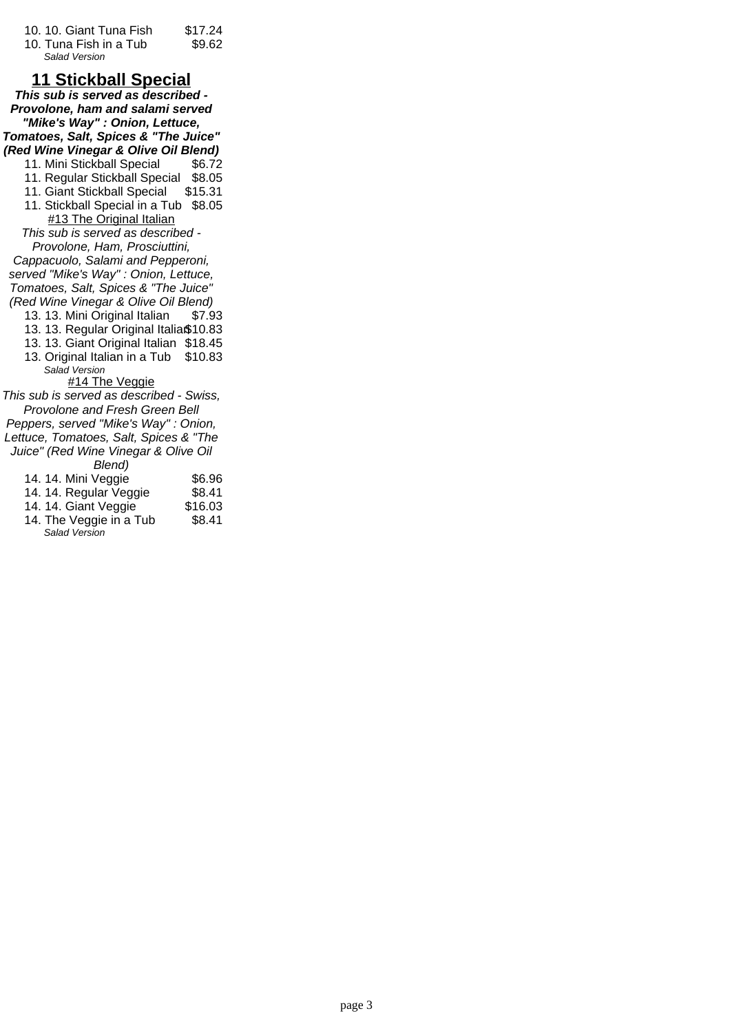| | |
|---|---|
| 10. 10. Giant Tuna Fish | $17.24 |
| 10. Tuna Fish in a Tub | $9.62 |

*Salad Version*

## 11 Stickball Special

***This sub is served as described - Provolone, ham and salami served "Mike's Way" : Onion, Lettuce, Tomatoes, Salt, Spices & "The Juice" (Red Wine Vinegar & Olive Oil Blend)***

| | |
|---|---|
| 11. Mini Stickball Special | $6.72 |
| 11. Regular Stickball Special | $8.05 |
| 11. Giant Stickball Special | $15.31 |
| 11. Stickball Special in a Tub | $8.05 |

### #13 The Original Italian

*This sub is served as described - Provolone, Ham, Prosciuttini, Cappacuolo, Salami and Pepperoni, served "Mike's Way" : Onion, Lettuce, Tomatoes, Salt, Spices & "The Juice" (Red Wine Vinegar & Olive Oil Blend)*

| | |
|---|---|
| 13. 13. Mini Original Italian | $7.93 |
| 13. 13. Regular Original Italian | $10.83 |
| 13. 13. Giant Original Italian | $18.45 |
| 13. Original Italian in a Tub | $10.83 |

*Salad Version*

### #14 The Veggie

*This sub is served as described - Swiss, Provolone and Fresh Green Bell Peppers, served "Mike's Way" : Onion, Lettuce, Tomatoes, Salt, Spices & "The Juice" (Red Wine Vinegar & Olive Oil Blend)*

| | |
|---|---|
| 14. 14. Mini Veggie | $6.96 |
| 14. 14. Regular Veggie | $8.41 |
| 14. 14. Giant Veggie | $16.03 |
| 14. The Veggie in a Tub | $8.41 |

*Salad Version*